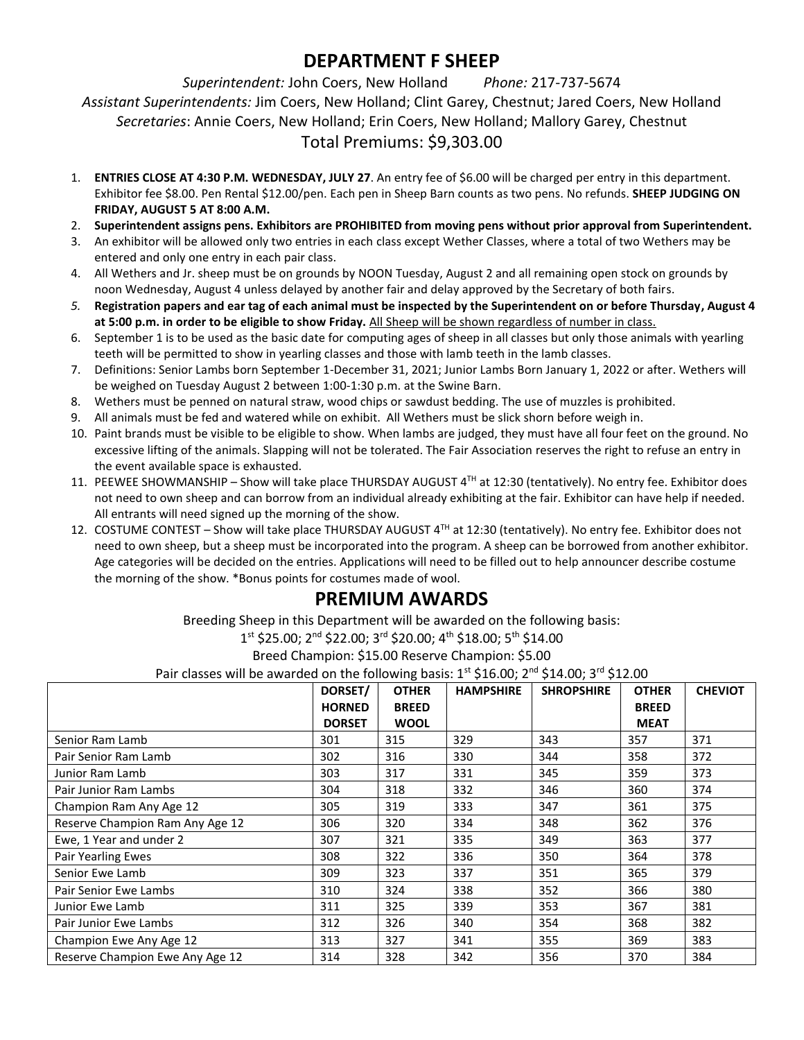# DEPARTMENT F SHEEP

*Superintendent:* John Coers, New Holland *Phone:* 217-737-5674

*Assistant Superintendents:* Jim Coers, New Holland; Clint Garey, Chestnut; Jared Coers, New Holland

*Secretaries*: Annie Coers, New Holland; Erin Coers, New Holland; Mallory Garey, Chestnut

Total Premiums: $9,303.00

1. **ENTRIES CLOSE AT 4:30 P.M. WEDNESDAY, JULY 27**. An entry fee of $6.00 will be charged per entry in this department. Exhibitor fee $8.00. Pen Rental $12.00/pen. Each pen in Sheep Barn counts as two pens. No refunds. **SHEEP JUDGING ON FRIDAY, AUGUST 5 AT 8:00 A.M.**
2. **Superintendent assigns pens. Exhibitors are PROHIBITED from moving pens without prior approval from Superintendent.**
3. An exhibitor will be allowed only two entries in each class except Wether Classes, where a total of two Wethers may be entered and only one entry in each pair class.
4. All Wethers and Jr. sheep must be on grounds by NOON Tuesday, August 2 and all remaining open stock on grounds by noon Wednesday, August 4 unless delayed by another fair and delay approved by the Secretary of both fairs.
5. **Registration papers and ear tag of each animal must be inspected by the Superintendent on or before Thursday, August 4 at 5:00 p.m. in order to be eligible to show Friday.** All Sheep will be shown regardless of number in class.
6. September 1 is to be used as the basic date for computing ages of sheep in all classes but only those animals with yearling teeth will be permitted to show in yearling classes and those with lamb teeth in the lamb classes.
7. Definitions: Senior Lambs born September 1-December 31, 2021; Junior Lambs Born January 1, 2022 or after. Wethers will be weighed on Tuesday August 2 between 1:00-1:30 p.m. at the Swine Barn.
8. Wethers must be penned on natural straw, wood chips or sawdust bedding. The use of muzzles is prohibited.
9. All animals must be fed and watered while on exhibit. All Wethers must be slick shorn before weigh in.
10. Paint brands must be visible to be eligible to show. When lambs are judged, they must have all four feet on the ground. No excessive lifting of the animals. Slapping will not be tolerated. The Fair Association reserves the right to refuse an entry in the event available space is exhausted.
11. PEEWEE SHOWMANSHIP – Show will take place THURSDAY AUGUST 4TH at 12:30 (tentatively). No entry fee. Exhibitor does not need to own sheep and can borrow from an individual already exhibiting at the fair. Exhibitor can have help if needed. All entrants will need signed up the morning of the show.
12. COSTUME CONTEST – Show will take place THURSDAY AUGUST 4TH at 12:30 (tentatively). No entry fee. Exhibitor does not need to own sheep, but a sheep must be incorporated into the program. A sheep can be borrowed from another exhibitor. Age categories will be decided on the entries. Applications will need to be filled out to help announcer describe costume the morning of the show. *Bonus points for costumes made of wool.

## PREMIUM AWARDS

Breeding Sheep in this Department will be awarded on the following basis:

1st $25.00; 2nd $22.00; 3rd $20.00; 4th $18.00; 5th $14.00

Breed Champion: $15.00 Reserve Champion: $5.00

Pair classes will be awarded on the following basis: 1st $16.00; 2nd $14.00; 3rd $12.00

| | DORSET/ HORNED DORSET | OTHER BREED WOOL | HAMPSHIRE | SHROPSHIRE | OTHER BREED MEAT | CHEVIOT |
|---|---|---|---|---|---|---|
| Senior Ram Lamb | 301 | 315 | 329 | 343 | 357 | 371 |
| Pair Senior Ram Lamb | 302 | 316 | 330 | 344 | 358 | 372 |
| Junior Ram Lamb | 303 | 317 | 331 | 345 | 359 | 373 |
| Pair Junior Ram Lambs | 304 | 318 | 332 | 346 | 360 | 374 |
| Champion Ram Any Age 12 | 305 | 319 | 333 | 347 | 361 | 375 |
| Reserve Champion Ram Any Age 12 | 306 | 320 | 334 | 348 | 362 | 376 |
| Ewe, 1 Year and under 2 | 307 | 321 | 335 | 349 | 363 | 377 |
| Pair Yearling Ewes | 308 | 322 | 336 | 350 | 364 | 378 |
| Senior Ewe Lamb | 309 | 323 | 337 | 351 | 365 | 379 |
| Pair Senior Ewe Lambs | 310 | 324 | 338 | 352 | 366 | 380 |
| Junior Ewe Lamb | 311 | 325 | 339 | 353 | 367 | 381 |
| Pair Junior Ewe Lambs | 312 | 326 | 340 | 354 | 368 | 382 |
| Champion Ewe Any Age 12 | 313 | 327 | 341 | 355 | 369 | 383 |
| Reserve Champion Ewe Any Age 12 | 314 | 328 | 342 | 356 | 370 | 384 |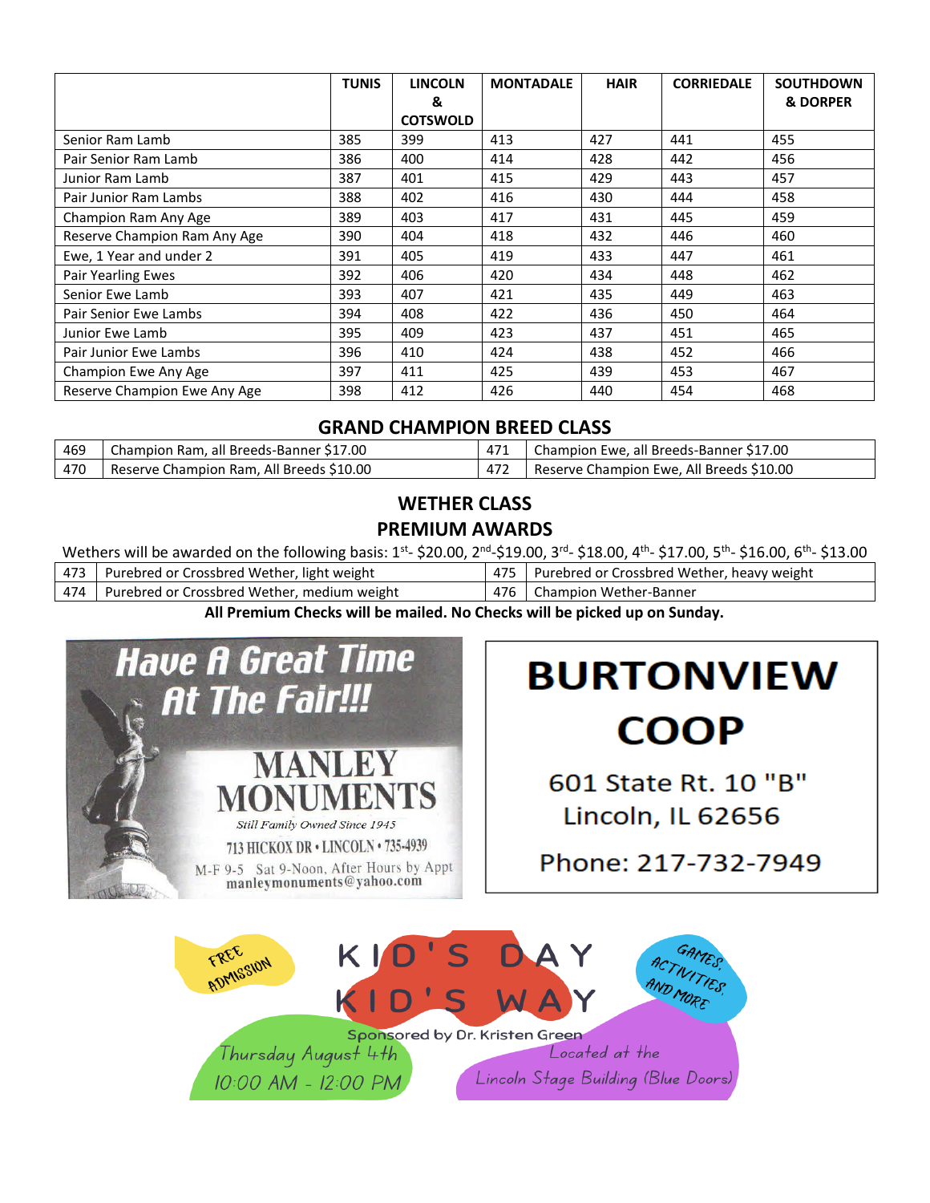| | TUNIS | LINCOLN & COTSWOLD | MONTADALE | HAIR | CORRIEDALE | SOUTHDOWN & DORPER |
|---|---|---|---|---|---|---|
| Senior Ram Lamb | 385 | 399 | 413 | 427 | 441 | 455 |
| Pair Senior Ram Lamb | 386 | 400 | 414 | 428 | 442 | 456 |
| Junior Ram Lamb | 387 | 401 | 415 | 429 | 443 | 457 |
| Pair Junior Ram Lambs | 388 | 402 | 416 | 430 | 444 | 458 |
| Champion Ram Any Age | 389 | 403 | 417 | 431 | 445 | 459 |
| Reserve Champion Ram Any Age | 390 | 404 | 418 | 432 | 446 | 460 |
| Ewe, 1 Year and under 2 | 391 | 405 | 419 | 433 | 447 | 461 |
| Pair Yearling Ewes | 392 | 406 | 420 | 434 | 448 | 462 |
| Senior Ewe Lamb | 393 | 407 | 421 | 435 | 449 | 463 |
| Pair Senior Ewe Lambs | 394 | 408 | 422 | 436 | 450 | 464 |
| Junior Ewe Lamb | 395 | 409 | 423 | 437 | 451 | 465 |
| Pair Junior Ewe Lambs | 396 | 410 | 424 | 438 | 452 | 466 |
| Champion Ewe Any Age | 397 | 411 | 425 | 439 | 453 | 467 |
| Reserve Champion Ewe Any Age | 398 | 412 | 426 | 440 | 454 | 468 |

## GRAND CHAMPION BREED CLASS

| | | | |
|---|---|---|---|
| 469 | Champion Ram, all Breeds-Banner $17.00 | 471 | Champion Ewe, all Breeds-Banner $17.00 |
| 470 | Reserve Champion Ram, All Breeds $10.00 | 472 | Reserve Champion Ewe, All Breeds $10.00 |

## WETHER CLASS

## PREMIUM AWARDS

Wethers will be awarded on the following basis: 1st- $20.00, 2nd-$19.00, 3rd- $18.00, 4th- $17.00, 5th- $16.00, 6th- $13.00

| | | | |
|---|---|---|---|
| 473 | Purebred or Crossbred Wether, light weight | 475 | Purebred or Crossbred Wether, heavy weight |
| 474 | Purebred or Crossbred Wether, medium weight | 476 | Champion Wether-Banner |

**All Premium Checks will be mailed. No Checks will be picked up on Sunday.**

**Have A Great Time At The Fair!!!**

**MANLEY MONUMENTS**

*Still Family Owned Since 1945*

713 HICKOX DR • LINCOLN • 735-4939

M-F 9-5 Sat 9-Noon, After Hours by Appt

manleymonuments@yahoo.com

**BURTONVIEW COOP**

601 State Rt. 10 "B"

Lincoln, IL 62656

Phone: 217-732-7949

FREE ADMISSION

KID'S DAY KID'S WAY

GAMES, ACTIVITIES, AND MORE

Sponsored by Dr. Kristen Green

Thursday August 4th

10:00 AM - 12:00 PM

Located at the Lincoln Stage Building (Blue Doors)